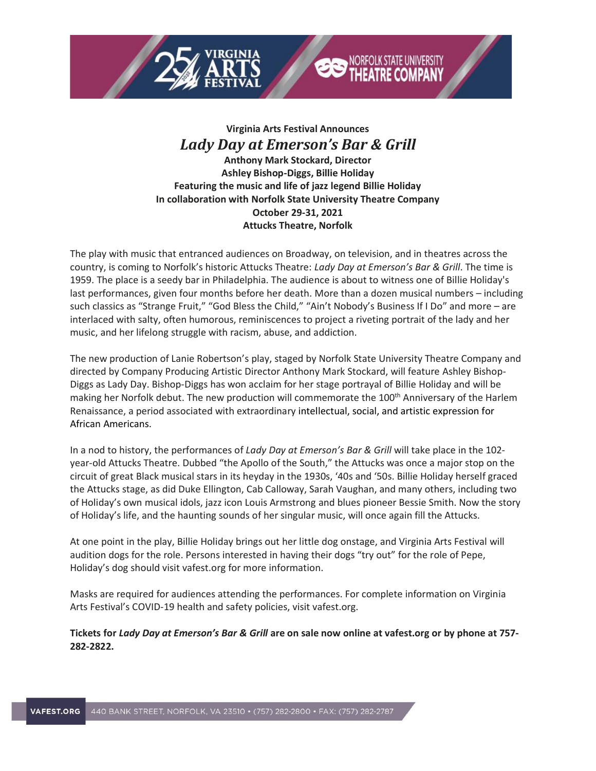**Virginia Arts Festival Announces**

# *Lady Day at Emerson's Bar & Grill*

**Anthony Mark Stockard, Director**
**Ashley Bishop-Diggs, Billie Holiday**
**Featuring the music and life of jazz legend Billie Holiday**
**In collaboration with Norfolk State University Theatre Company**
**October 29-31, 2021**
**Attucks Theatre, Norfolk**

The play with music that entranced audiences on Broadway, on television, and in theatres across the country, is coming to Norfolk's historic Attucks Theatre: *Lady Day at Emerson's Bar & Grill*. The time is 1959. The place is a seedy bar in Philadelphia. The audience is about to witness one of Billie Holiday's last performances, given four months before her death. More than a dozen musical numbers – including such classics as "Strange Fruit," "God Bless the Child," "Ain't Nobody's Business If I Do" and more – are interlaced with salty, often humorous, reminiscences to project a riveting portrait of the lady and her music, and her lifelong struggle with racism, abuse, and addiction.

The new production of Lanie Robertson's play, staged by Norfolk State University Theatre Company and directed by Company Producing Artistic Director Anthony Mark Stockard, will feature Ashley Bishop-Diggs as Lady Day. Bishop-Diggs has won acclaim for her stage portrayal of Billie Holiday and will be making her Norfolk debut. The new production will commemorate the 100th Anniversary of the Harlem Renaissance, a period associated with extraordinary intellectual, social, and artistic expression for African Americans.

In a nod to history, the performances of *Lady Day at Emerson's Bar & Grill* will take place in the 102-year-old Attucks Theatre. Dubbed "the Apollo of the South," the Attucks was once a major stop on the circuit of great Black musical stars in its heyday in the 1930s, '40s and '50s. Billie Holiday herself graced the Attucks stage, as did Duke Ellington, Cab Calloway, Sarah Vaughan, and many others, including two of Holiday's own musical idols, jazz icon Louis Armstrong and blues pioneer Bessie Smith. Now the story of Holiday's life, and the haunting sounds of her singular music, will once again fill the Attucks.

At one point in the play, Billie Holiday brings out her little dog onstage, and Virginia Arts Festival will audition dogs for the role. Persons interested in having their dogs "try out" for the role of Pepe, Holiday's dog should visit vafest.org for more information.

Masks are required for audiences attending the performances. For complete information on Virginia Arts Festival's COVID-19 health and safety policies, visit vafest.org.

**Tickets for *Lady Day at Emerson's Bar & Grill* are on sale now online at vafest.org or by phone at 757-282-2822.**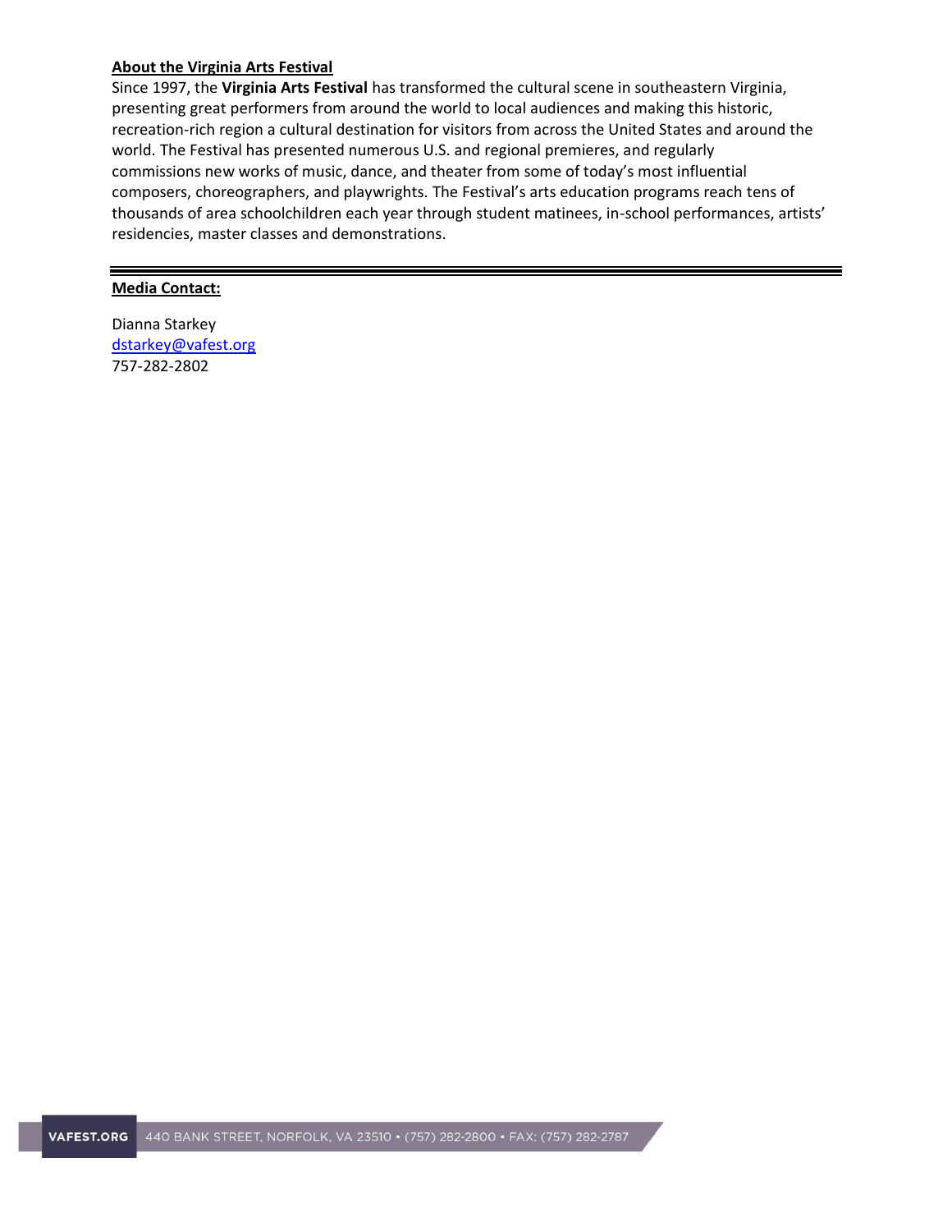**About the Virginia Arts Festival**

Since 1997, the **Virginia Arts Festival** has transformed the cultural scene in southeastern Virginia, presenting great performers from around the world to local audiences and making this historic, recreation-rich region a cultural destination for visitors from across the United States and around the world. The Festival has presented numerous U.S. and regional premieres, and regularly commissions new works of music, dance, and theater from some of today's most influential composers, choreographers, and playwrights. The Festival's arts education programs reach tens of thousands of area schoolchildren each year through student matinees, in-school performances, artists' residencies, master classes and demonstrations.

---

**Media Contact:**

Dianna Starkey
dstarkey@vafest.org
757-282-2802